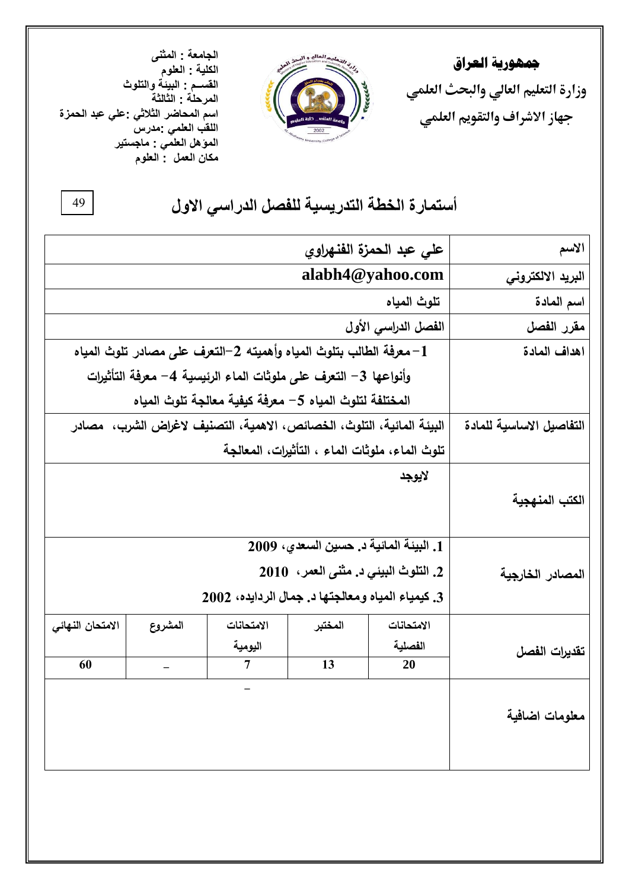**جمهورية العراق**

**وزارة التعليم العالي والبحث العلمي**

**جهاز الاشراف والتقويم العلمي**

**الجامعة : المثنى**
**الكلية : العلوم**
**القسم : البيئة والتلوث**
**المرحلة : الثالثة**
**اسم المحاضر الثلاثي :علي عبد الحمزة**
**اللقب العلمي :مدرس**
**المؤهل العلمي : ماجستير**
**مكان العمل : العلوم**

49

# أستمارة الخطة التدريسية للفصل الدراسي الاول

| الاسم | علي عبد الحمزة الفنهراوي | | | | |
|---|---|---|---|---|---|
| البريد الالكتروني | alabh4@yahoo.com | | | | |
| اسم المادة | تلوث المياه | | | | |
| مقرر الفصل | الفصل الدراسي الأول | | | | |
| اهداف المادة | 1- معرفة الطالب بتلوث المياه وأهميته 2-التعرف على مصادر تلوث المياه وأنواعها 3- التعرف على ملوثات الماء الرئيسية 4- معرفة التأثيرات المختلفة لتلوث المياه 5- معرفة كيفية معالجة تلوث المياه | | | | |
| التفاصيل الاساسية للمادة | البيئة المائية، التلوث، الخصائص، الاهمية، التصنيف لاغراض الشرب، مصادر تلوث الماء، ملوثات الماء ، التأثيرات، المعالجة | | | | |
| الكتب المنهجية | لايوجد | | | | |
| المصادر الخارجية | 1. البيئة المائية د. حسين السعدي، 2009<br>2. التلوث البيئي د. مثنى العمر، 2010<br>3. كيمياء المياه ومعالجتها د. جمال الردايده، 2002 | | | | |
| تقديرات الفصل | الامتحانات الفصلية | المختبر | الامتحانات اليومية | المشروع | الامتحان النهائي |
| | 20 | 13 | 7 | – | 60 |
| معلومات اضافية | – | | | | |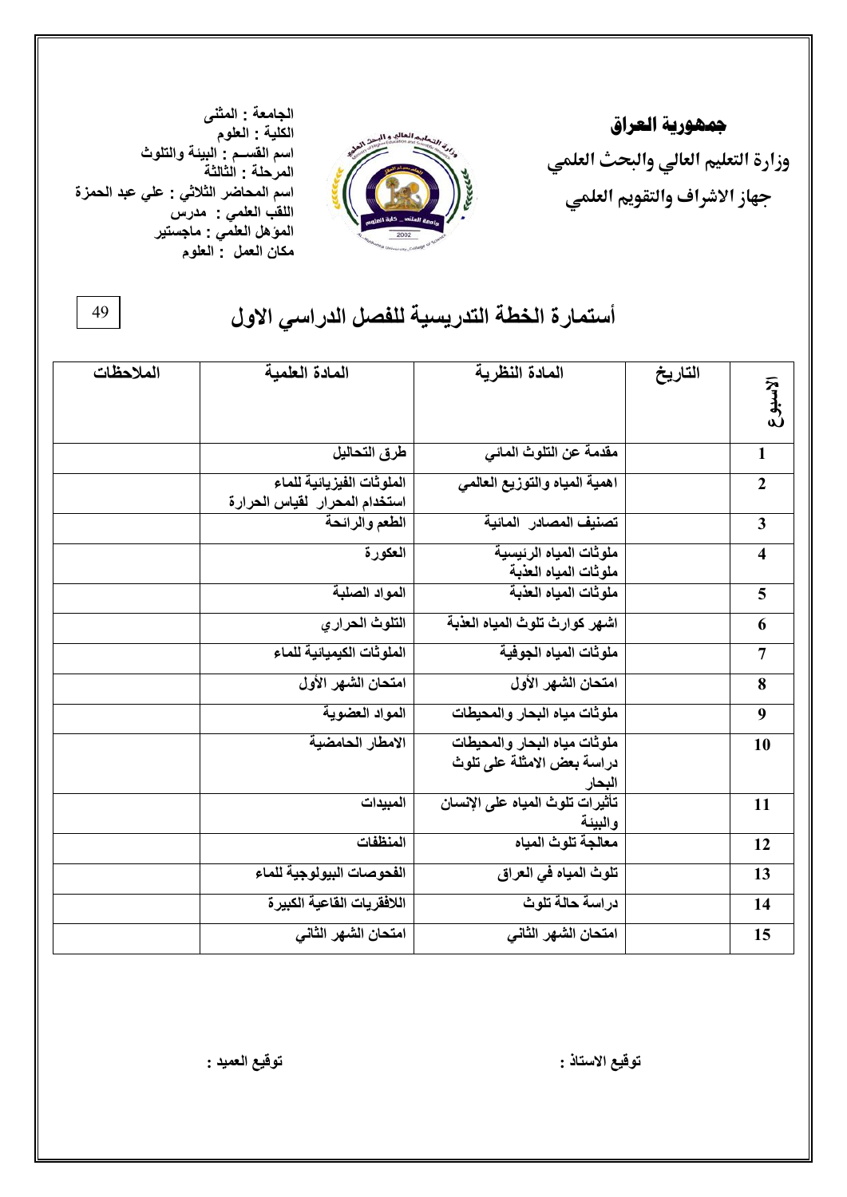**جمهورية العراق**

**وزارة التعليم العالي والبحث العلمي**

**جهاز الاشراف والتقويم العلمي**

الجامعة : المثنى
الكلية : العلوم
اسم القسم : البيئة والتلوث
المرحلة : الثالثة
اسم المحاضر الثلاثي : علي عبد الحمزة
اللقب العلمي : مدرس
المؤهل العلمي : ماجستير
مكان العمل : العلوم

49

# أستمارة الخطة التدريسية للفصل الدراسي الاول

| الأسبوع | التاريخ | المادة النظرية | المادة العلمية | الملاحظات |
|---|---|---|---|---|
| 1 | | مقدمة عن التلوث المائي | طرق التحاليل | |
| 2 | | اهمية المياه والتوزيع العالمي | الملوثات الفيزيائية للماء استخدام المحرار لقياس الحرارة | |
| 3 | | تصنيف المصادر المائية | الطعم والرائحة | |
| 4 | | ملوثات المياه الرئيسية ملوثات المياه العذبة | العكورة | |
| 5 | | ملوثات المياه العذبة | المواد الصلبة | |
| 6 | | اشهر كوارث تلوث المياه العذبة | التلوث الحراري | |
| 7 | | ملوثات المياه الجوفية | الملوثات الكيميائية للماء | |
| 8 | | امتحان الشهر الأول | امتحان الشهر الأول | |
| 9 | | ملوثات مياه البحار والمحيطات | المواد العضوية | |
| 10 | | ملوثات مياه البحار والمحيطات دراسة بعض الامثلة على تلوث البحار | الامطار الحامضية | |
| 11 | | تأثيرات تلوث المياه على الإنسان والبيئة | المبيدات | |
| 12 | | معالجة تلوث المياه | المنظفات | |
| 13 | | تلوث المياه في العراق | الفحوصات البيولوجية للماء | |
| 14 | | دراسة حالة تلوث | اللافقريات القاعية الكبيرة | |
| 15 | | امتحان الشهر الثاني | امتحان الشهر الثاني | |

توقيع الاستاذ :                                                                 توقيع العميد :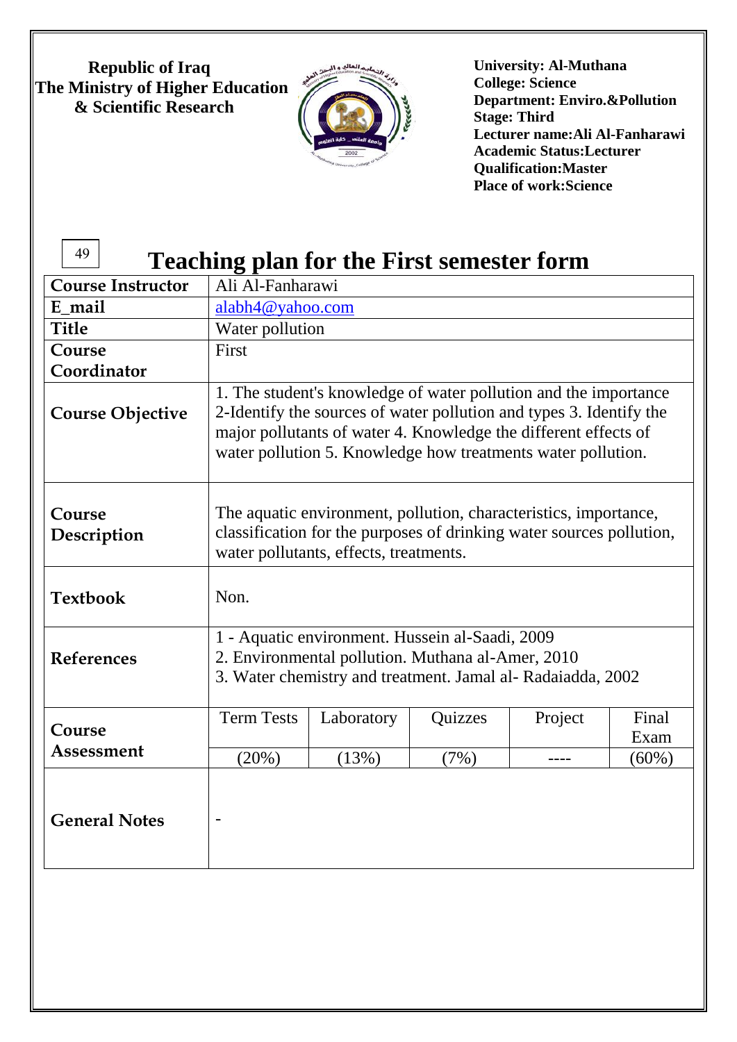**Republic of Iraq**
**The Ministry of Higher Education**
**& Scientific Research**

**University: Al-Muthana**
**College: Science**
**Department: Enviro.&Pollution**
**Stage: Third**
**Lecturer name:Ali Al-Fanharawi**
**Academic Status:Lecturer**
**Qualification:Master**
**Place of work:Science**

49

# Teaching plan for the First semester form

| **Course Instructor** | Ali Al-Fanharawi | | | | |
|---|---|---|---|---|---|
| **E_mail** | alabh4@yahoo.com | | | | |
| **Title** | Water pollution | | | | |
| **Course Coordinator** | First | | | | |
| **Course Objective** | 1. The student's knowledge of water pollution and the importance 2-Identify the sources of water pollution and types 3. Identify the major pollutants of water 4. Knowledge the different effects of water pollution 5. Knowledge how treatments water pollution. | | | | |
| **Course Description** | The aquatic environment, pollution, characteristics, importance, classification for the purposes of drinking water sources pollution, water pollutants, effects, treatments. | | | | |
| **Textbook** | Non. | | | | |
| **References** | 1 - Aquatic environment. Hussein al-Saadi, 2009<br>2. Environmental pollution. Muthana al-Amer, 2010<br>3. Water chemistry and treatment. Jamal al- Radaiadda, 2002 | | | | |
| **Course Assessment** | Term Tests | Laboratory | Quizzes | Project | Final Exam |
| | (20%) | (13%) | (7%) | ---- | (60%) |
| **General Notes** | - | | | | |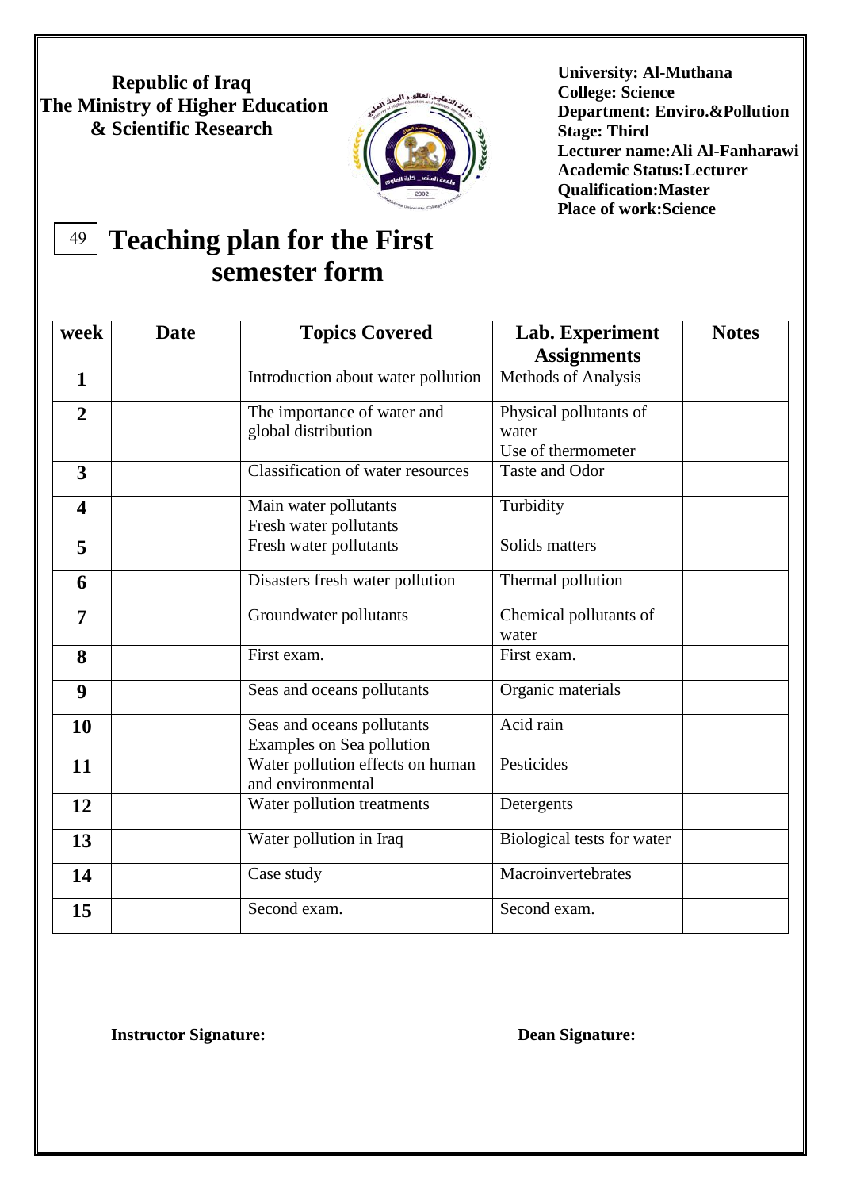**Republic of Iraq**
**The Ministry of Higher Education & Scientific Research**

**University: Al-Muthana**
**College: Science**
**Department: Enviro.&Pollution**
**Stage: Third**
**Lecturer name:Ali Al-Fanharawi**
**Academic Status:Lecturer**
**Qualification:Master**
**Place of work:Science**

49

# Teaching plan for the First semester form

| week | Date | Topics Covered | Lab. Experiment Assignments | Notes |
|---|---|---|---|---|
| **1** | | Introduction about water pollution | Methods of Analysis | |
| **2** | | The importance of water and global distribution | Physical pollutants of water<br>Use of thermometer | |
| **3** | | Classification of water resources | Taste and Odor | |
| **4** | | Main water pollutants<br>Fresh water pollutants | Turbidity | |
| **5** | | Fresh water pollutants | Solids matters | |
| **6** | | Disasters fresh water pollution | Thermal pollution | |
| **7** | | Groundwater pollutants | Chemical pollutants of water | |
| **8** | | First exam. | First exam. | |
| **9** | | Seas and oceans pollutants | Organic materials | |
| **10** | | Seas and oceans pollutants<br>Examples on Sea pollution | Acid rain | |
| **11** | | Water pollution effects on human and environmental | Pesticides | |
| **12** | | Water pollution treatments | Detergents | |
| **13** | | Water pollution in Iraq | Biological tests for water | |
| **14** | | Case study | Macroinvertebrates | |
| **15** | | Second exam. | Second exam. | |

**Instructor Signature:** **Dean Signature:**